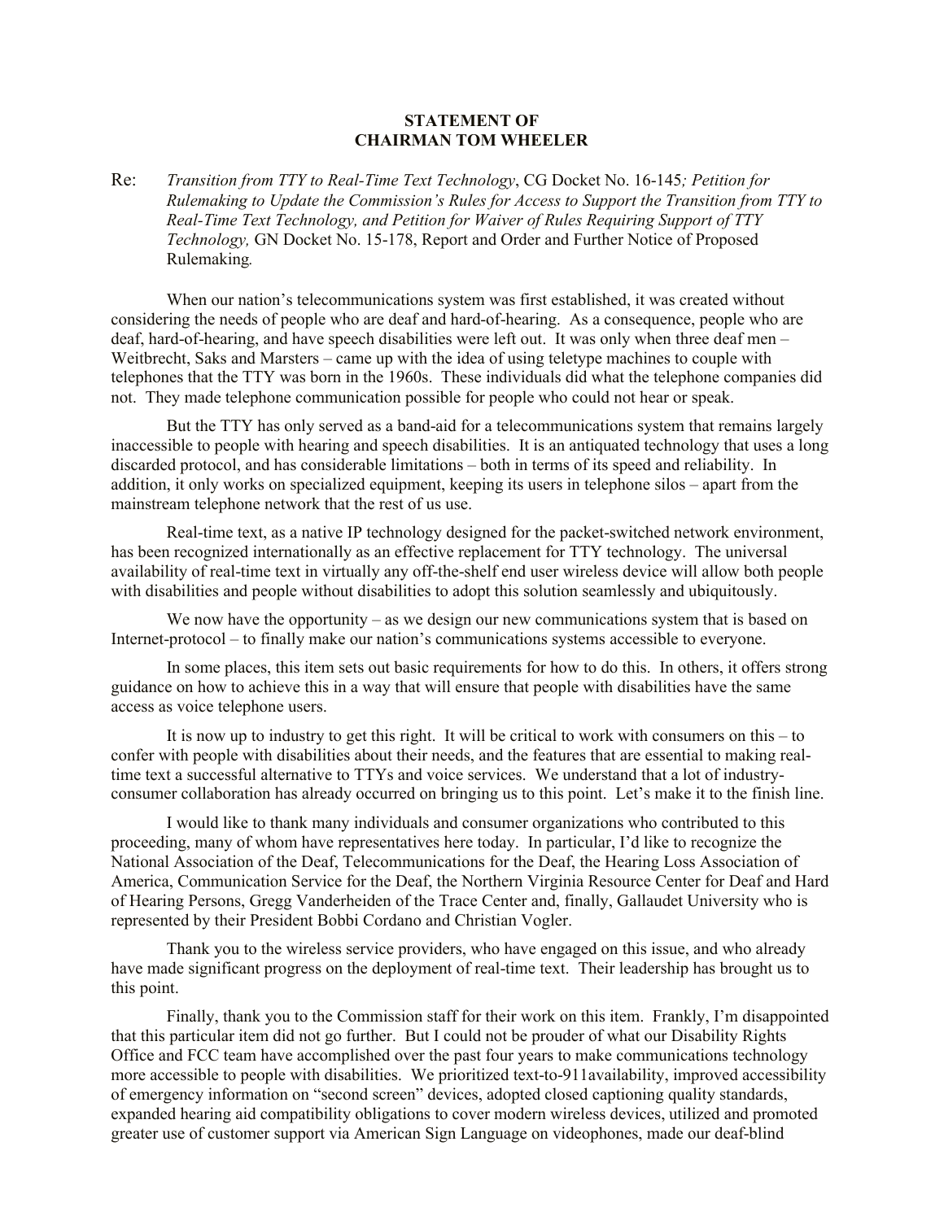**STATEMENT OF**
**CHAIRMAN TOM WHEELER**

Re: *Transition from TTY to Real-Time Text Technology*, CG Docket No. 16-145*; Petition for Rulemaking to Update the Commission's Rules for Access to Support the Transition from TTY to Real-Time Text Technology, and Petition for Waiver of Rules Requiring Support of TTY Technology,* GN Docket No. 15-178, Report and Order and Further Notice of Proposed Rulemaking*.*

When our nation's telecommunications system was first established, it was created without considering the needs of people who are deaf and hard-of-hearing. As a consequence, people who are deaf, hard-of-hearing, and have speech disabilities were left out. It was only when three deaf men – Weitbrecht, Saks and Marsters – came up with the idea of using teletype machines to couple with telephones that the TTY was born in the 1960s. These individuals did what the telephone companies did not. They made telephone communication possible for people who could not hear or speak.

But the TTY has only served as a band-aid for a telecommunications system that remains largely inaccessible to people with hearing and speech disabilities. It is an antiquated technology that uses a long discarded protocol, and has considerable limitations – both in terms of its speed and reliability. In addition, it only works on specialized equipment, keeping its users in telephone silos – apart from the mainstream telephone network that the rest of us use.

Real-time text, as a native IP technology designed for the packet-switched network environment, has been recognized internationally as an effective replacement for TTY technology. The universal availability of real-time text in virtually any off-the-shelf end user wireless device will allow both people with disabilities and people without disabilities to adopt this solution seamlessly and ubiquitously.

We now have the opportunity – as we design our new communications system that is based on Internet-protocol – to finally make our nation's communications systems accessible to everyone.

In some places, this item sets out basic requirements for how to do this. In others, it offers strong guidance on how to achieve this in a way that will ensure that people with disabilities have the same access as voice telephone users.

It is now up to industry to get this right. It will be critical to work with consumers on this – to confer with people with disabilities about their needs, and the features that are essential to making real-time text a successful alternative to TTYs and voice services. We understand that a lot of industry-consumer collaboration has already occurred on bringing us to this point. Let's make it to the finish line.

I would like to thank many individuals and consumer organizations who contributed to this proceeding, many of whom have representatives here today. In particular, I'd like to recognize the National Association of the Deaf, Telecommunications for the Deaf, the Hearing Loss Association of America, Communication Service for the Deaf, the Northern Virginia Resource Center for Deaf and Hard of Hearing Persons, Gregg Vanderheiden of the Trace Center and, finally, Gallaudet University who is represented by their President Bobbi Cordano and Christian Vogler.

Thank you to the wireless service providers, who have engaged on this issue, and who already have made significant progress on the deployment of real-time text. Their leadership has brought us to this point.

Finally, thank you to the Commission staff for their work on this item. Frankly, I'm disappointed that this particular item did not go further. But I could not be prouder of what our Disability Rights Office and FCC team have accomplished over the past four years to make communications technology more accessible to people with disabilities. We prioritized text-to-911availability, improved accessibility of emergency information on "second screen" devices, adopted closed captioning quality standards, expanded hearing aid compatibility obligations to cover modern wireless devices, utilized and promoted greater use of customer support via American Sign Language on videophones, made our deaf-blind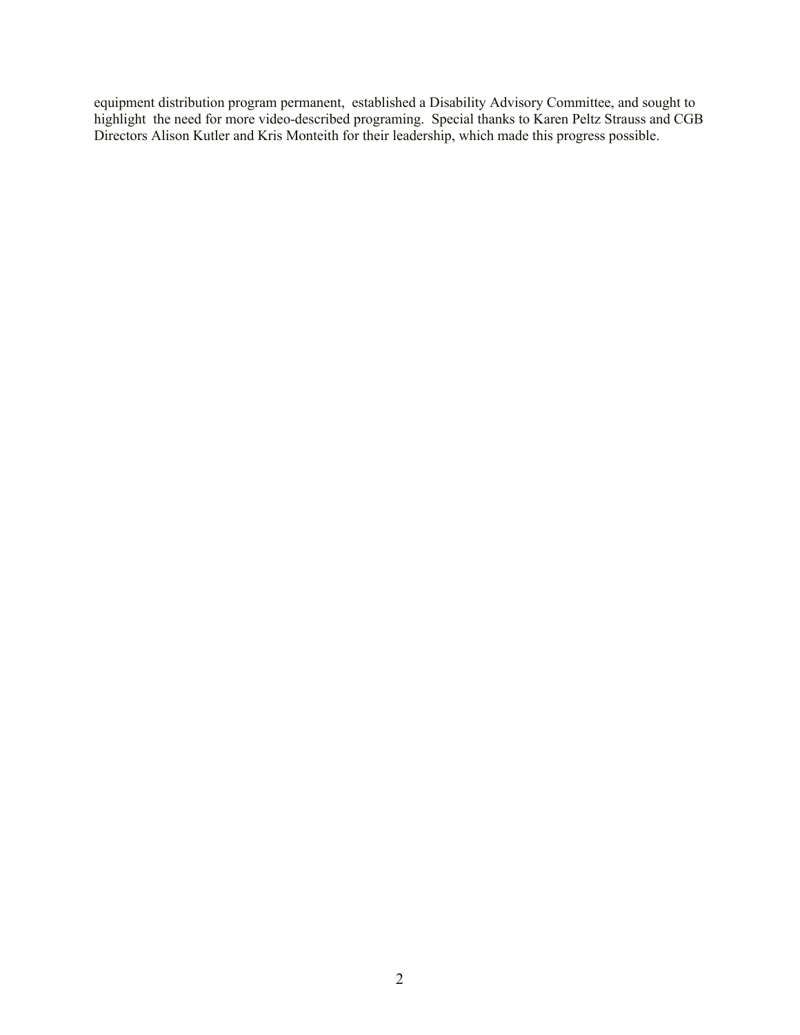equipment distribution program permanent, established a Disability Advisory Committee, and sought to highlight the need for more video-described programing. Special thanks to Karen Peltz Strauss and CGB Directors Alison Kutler and Kris Monteith for their leadership, which made this progress possible.